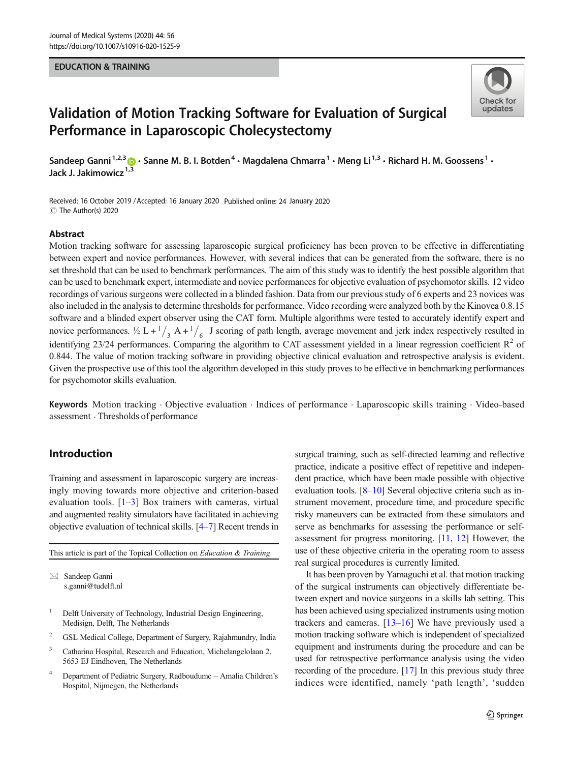EDUCATION & TRAINING

# Validation of Motion Tracking Software for Evaluation of Surgical Performance in Laparoscopic Cholecystectomy

Sandeep Ganni [1,2,3] · Sanne M. B. I. Botden [4] · Magdalena Chmarra [1] · Meng Li [1,3] · Richard H. M. Goossens [1] · Jack J. Jakimowicz [1,3]

Received: 16 October 2019 / Accepted: 16 January 2020 Published online: 24 January 2020
© The Author(s) 2020

## Abstract

Motion tracking software for assessing laparoscopic surgical proficiency has been proven to be effective in differentiating between expert and novice performances. However, with several indices that can be generated from the software, there is no set threshold that can be used to benchmark performances. The aim of this study was to identify the best possible algorithm that can be used to benchmark expert, intermediate and novice performances for objective evaluation of psychomotor skills. 12 video recordings of various surgeons were collected in a blinded fashion. Data from our previous study of 6 experts and 23 novices was also included in the analysis to determine thresholds for performance. Video recording were analyzed both by the Kinovea 0.8.15 software and a blinded expert observer using the CAT form. Multiple algorithms were tested to accurately identify expert and novice performances. $\frac{1}{2}$ L + $\frac{1}{3}$ A + $\frac{1}{6}$ J scoring of path length, average movement and jerk index respectively resulted in identifying 23/24 performances. Comparing the algorithm to CAT assessment yielded in a linear regression coefficient $R^2$ of 0.844. The value of motion tracking software in providing objective clinical evaluation and retrospective analysis is evident. Given the prospective use of this tool the algorithm developed in this study proves to be effective in benchmarking performances for psychomotor skills evaluation.

**Keywords** Motion tracking · Objective evaluation · Indices of performance · Laparoscopic skills training · Video-based assessment · Thresholds of performance

## Introduction

Training and assessment in laparoscopic surgery are increasingly moving towards more objective and criterion-based evaluation tools. [1–3] Box trainers with cameras, virtual and augmented reality simulators have facilitated in achieving objective evaluation of technical skills. [4–7] Recent trends in surgical training, such as self-directed learning and reflective practice, indicate a positive effect of repetitive and independent practice, which have been made possible with objective evaluation tools. [8–10] Several objective criteria such as instrument movement, procedure time, and procedure specific risky maneuvers can be extracted from these simulators and serve as benchmarks for assessing the performance or self-assessment for progress monitoring. [11, 12] However, the use of these objective criteria in the operating room to assess real surgical procedures is currently limited.

It has been proven by Yamaguchi et al. that motion tracking of the surgical instruments can objectively differentiate between expert and novice surgeons in a skills lab setting. This has been achieved using specialized instruments using motion trackers and cameras. [13–16] We have previously used a motion tracking software which is independent of specialized equipment and instruments during the procedure and can be used for retrospective performance analysis using the video recording of the procedure. [17] In this previous study three indices were identified, namely 'path length', 'sudden

This article is part of the Topical Collection on *Education & Training*

✉ Sandeep Ganni
s.ganni@tudelft.nl

1. Delft University of Technology, Industrial Design Engineering, Medisign, Delft, The Netherlands
2. GSL Medical College, Department of Surgery, Rajahmundry, India
3. Catharina Hospital, Research and Education, Michelangelolaan 2, 5653 EJ Eindhoven, The Netherlands
4. Department of Pediatric Surgery, Radboudumc – Amalia Children's Hospital, Nijmegen, the Netherlands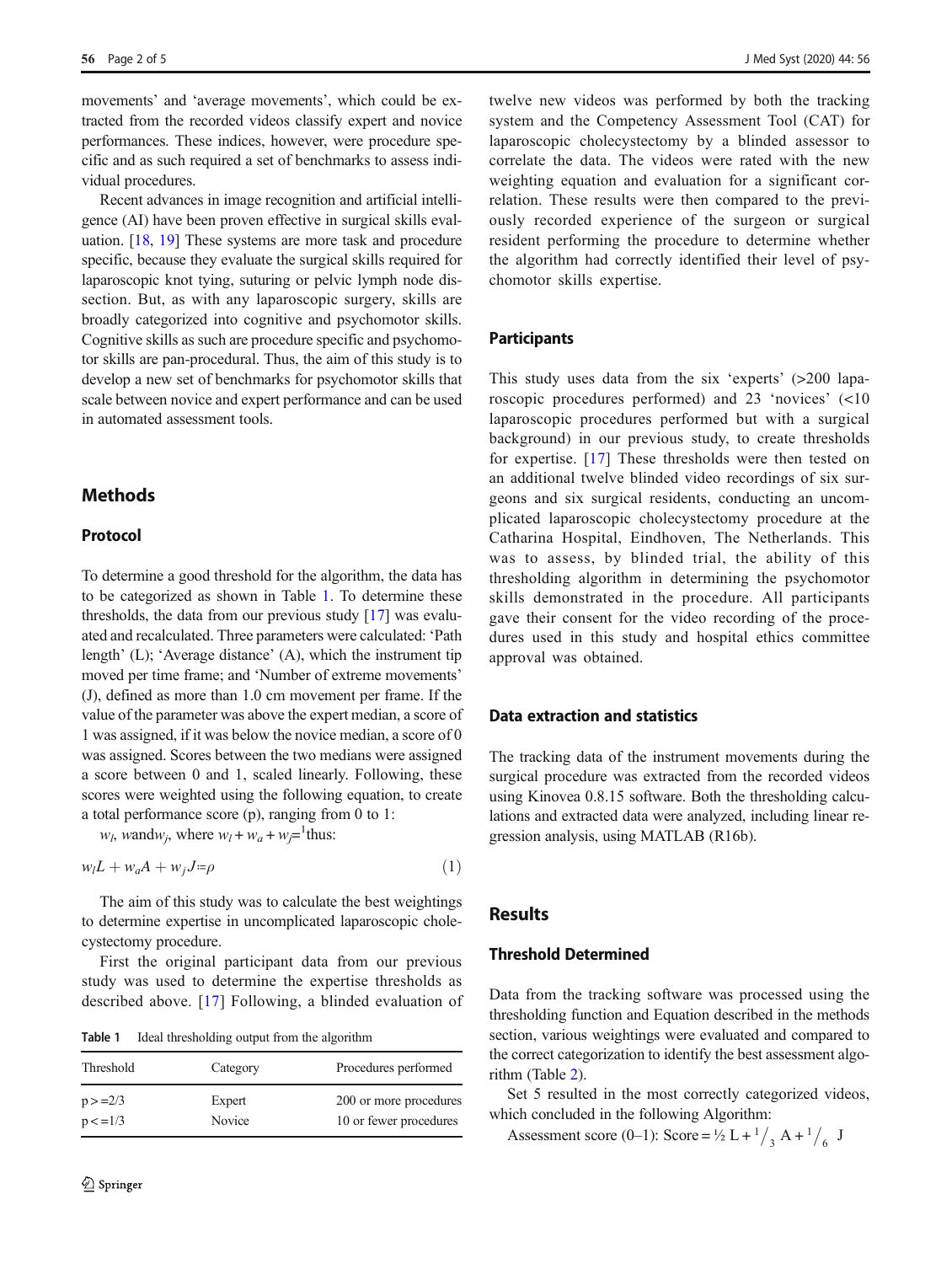movements' and 'average movements', which could be extracted from the recorded videos classify expert and novice performances. These indices, however, were procedure specific and as such required a set of benchmarks to assess individual procedures.

Recent advances in image recognition and artificial intelligence (AI) have been proven effective in surgical skills evaluation. [18, 19] These systems are more task and procedure specific, because they evaluate the surgical skills required for laparoscopic knot tying, suturing or pelvic lymph node dissection. But, as with any laparoscopic surgery, skills are broadly categorized into cognitive and psychomotor skills. Cognitive skills as such are procedure specific and psychomotor skills are pan-procedural. Thus, the aim of this study is to develop a new set of benchmarks for psychomotor skills that scale between novice and expert performance and can be used in automated assessment tools.

## Methods

### Protocol

To determine a good threshold for the algorithm, the data has to be categorized as shown in Table 1. To determine these thresholds, the data from our previous study [17] was evaluated and recalculated. Three parameters were calculated: 'Path length' (L); 'Average distance' (A), which the instrument tip moved per time frame; and 'Number of extreme movements' (J), defined as more than 1.0 cm movement per frame. If the value of the parameter was above the expert median, a score of 1 was assigned, if it was below the novice median, a score of 0 was assigned. Scores between the two medians were assigned a score between 0 and 1, scaled linearly. Following, these scores were weighted using the following equation, to create a total performance score (p), ranging from 0 to 1:

$w_l$, and $w_j$, where $w_l + w_a + w_j = 1$ thus:

$$w_l L + w_a A + w_j J \coloneqq \rho \tag{1}$$

The aim of this study was to calculate the best weightings to determine expertise in uncomplicated laparoscopic cholecystectomy procedure.

First the original participant data from our previous study was used to determine the expertise thresholds as described above. [17] Following, a blinded evaluation of twelve new videos was performed by both the tracking system and the Competency Assessment Tool (CAT) for laparoscopic cholecystectomy by a blinded assessor to correlate the data. The videos were rated with the new weighting equation and evaluation for a significant correlation. These results were then compared to the previously recorded experience of the surgeon or surgical resident performing the procedure to determine whether the algorithm had correctly identified their level of psychomotor skills expertise.

Table 1 Ideal thresholding output from the algorithm

| Threshold | Category | Procedures performed |
|---|---|---|
| p > =2/3 | Expert | 200 or more procedures |
| p < =1/3 | Novice | 10 or fewer procedures |

### Participants

This study uses data from the six 'experts' (>200 laparoscopic procedures performed) and 23 'novices' (<10 laparoscopic procedures performed but with a surgical background) in our previous study, to create thresholds for expertise. [17] These thresholds were then tested on an additional twelve blinded video recordings of six surgeons and six surgical residents, conducting an uncomplicated laparoscopic cholecystectomy procedure at the Catharina Hospital, Eindhoven, The Netherlands. This was to assess, by blinded trial, the ability of this thresholding algorithm in determining the psychomotor skills demonstrated in the procedure. All participants gave their consent for the video recording of the procedures used in this study and hospital ethics committee approval was obtained.

### Data extraction and statistics

The tracking data of the instrument movements during the surgical procedure was extracted from the recorded videos using Kinovea 0.8.15 software. Both the thresholding calculations and extracted data were analyzed, including linear regression analysis, using MATLAB (R16b).

## Results

### Threshold Determined

Data from the tracking software was processed using the thresholding function and Equation described in the methods section, various weightings were evaluated and compared to the correct categorization to identify the best assessment algorithm (Table 2).

Set 5 resulted in the most correctly categorized videos, which concluded in the following Algorithm:

Assessment score (0–1): Score = $\frac{1}{2}$ L + $\frac{1}{3}$ A + $\frac{1}{6}$ J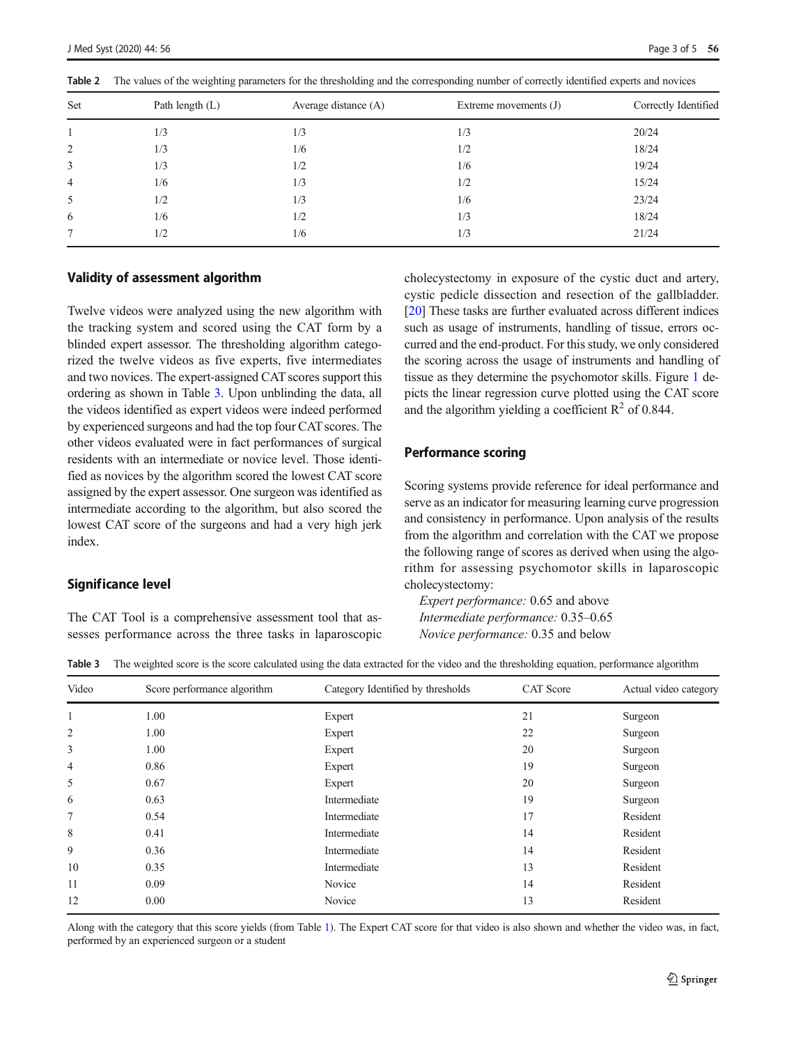Table 2 The values of the weighting parameters for the thresholding and the corresponding number of correctly identified experts and novices

| Set | Path length (L) | Average distance (A) | Extreme movements (J) | Correctly Identified |
|---|---|---|---|---|
| 1 | 1/3 | 1/3 | 1/3 | 20/24 |
| 2 | 1/3 | 1/6 | 1/2 | 18/24 |
| 3 | 1/3 | 1/2 | 1/6 | 19/24 |
| 4 | 1/6 | 1/3 | 1/2 | 15/24 |
| 5 | 1/2 | 1/3 | 1/6 | 23/24 |
| 6 | 1/6 | 1/2 | 1/3 | 18/24 |
| 7 | 1/2 | 1/6 | 1/3 | 21/24 |

## Validity of assessment algorithm

Twelve videos were analyzed using the new algorithm with the tracking system and scored using the CAT form by a blinded expert assessor. The thresholding algorithm categorized the twelve videos as five experts, five intermediates and two novices. The expert-assigned CAT scores support this ordering as shown in Table 3. Upon unblinding the data, all the videos identified as expert videos were indeed performed by experienced surgeons and had the top four CAT scores. The other videos evaluated were in fact performances of surgical residents with an intermediate or novice level. Those identified as novices by the algorithm scored the lowest CAT score assigned by the expert assessor. One surgeon was identified as intermediate according to the algorithm, but also scored the lowest CAT score of the surgeons and had a very high jerk index.

## Significance level

The CAT Tool is a comprehensive assessment tool that assesses performance across the three tasks in laparoscopic cholecystectomy in exposure of the cystic duct and artery, cystic pedicle dissection and resection of the gallbladder. [20] These tasks are further evaluated across different indices such as usage of instruments, handling of tissue, errors occurred and the end-product. For this study, we only considered the scoring across the usage of instruments and handling of tissue as they determine the psychomotor skills. Figure 1 depicts the linear regression curve plotted using the CAT score and the algorithm yielding a coefficient $R^2$ of 0.844.

## Performance scoring

Scoring systems provide reference for ideal performance and serve as an indicator for measuring learning curve progression and consistency in performance. Upon analysis of the results from the algorithm and correlation with the CAT we propose the following range of scores as derived when using the algorithm for assessing psychomotor skills in laparoscopic cholecystectomy:

*Expert performance:* 0.65 and above
*Intermediate performance:* 0.35–0.65
*Novice performance:* 0.35 and below

Table 3 The weighted score is the score calculated using the data extracted for the video and the thresholding equation, performance algorithm

| Video | Score performance algorithm | Category Identified by thresholds | CAT Score | Actual video category |
|---|---|---|---|---|
| 1 | 1.00 | Expert | 21 | Surgeon |
| 2 | 1.00 | Expert | 22 | Surgeon |
| 3 | 1.00 | Expert | 20 | Surgeon |
| 4 | 0.86 | Expert | 19 | Surgeon |
| 5 | 0.67 | Expert | 20 | Surgeon |
| 6 | 0.63 | Intermediate | 19 | Surgeon |
| 7 | 0.54 | Intermediate | 17 | Resident |
| 8 | 0.41 | Intermediate | 14 | Resident |
| 9 | 0.36 | Intermediate | 14 | Resident |
| 10 | 0.35 | Intermediate | 13 | Resident |
| 11 | 0.09 | Novice | 14 | Resident |
| 12 | 0.00 | Novice | 13 | Resident |

Along with the category that this score yields (from Table 1). The Expert CAT score for that video is also shown and whether the video was, in fact, performed by an experienced surgeon or a student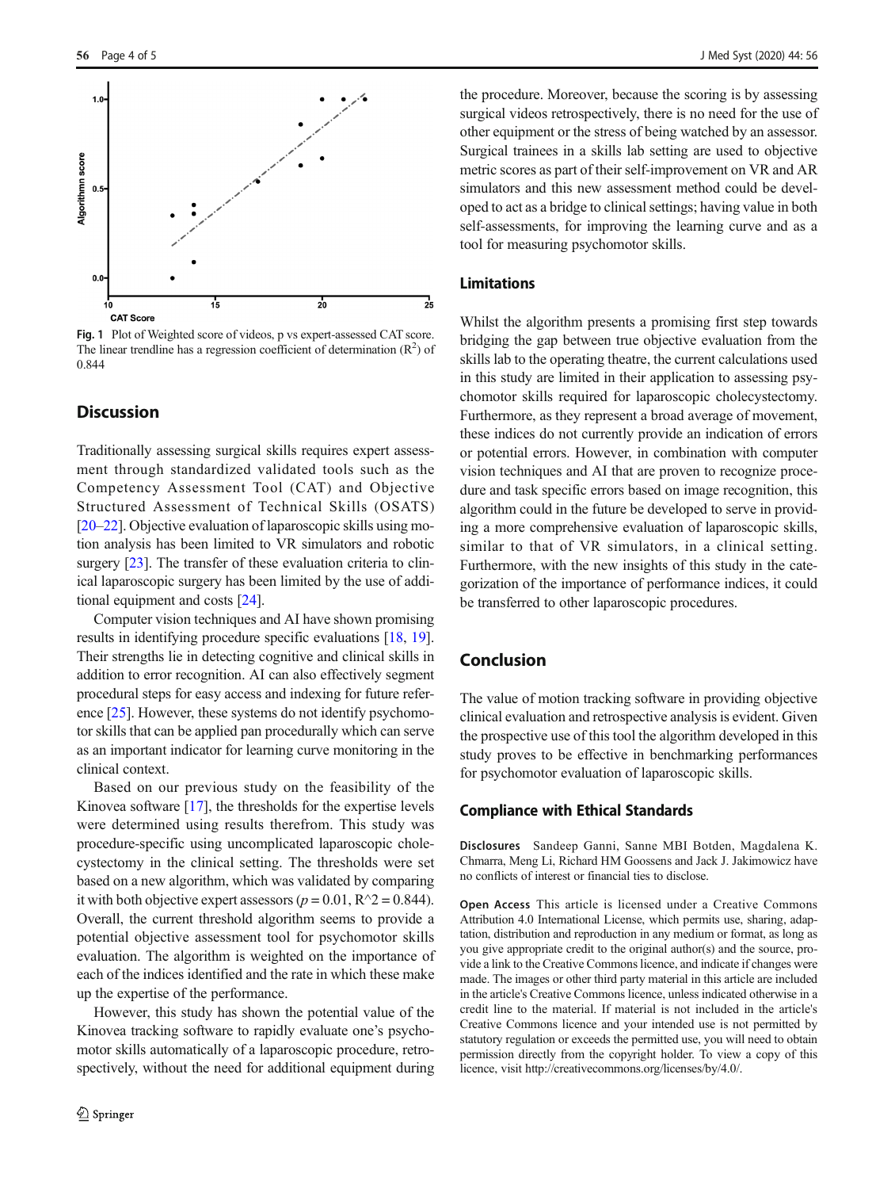1.0

0.5

0.0

Algorithmn score

10

15

20

25

CAT Score

Fig. 1 Plot of Weighted score of videos, p vs expert-assessed CAT score. The linear trendline has a regression coefficient of determination ($R^2$) of 0.844

## Discussion

Traditionally assessing surgical skills requires expert assessment through standardized validated tools such as the Competency Assessment Tool (CAT) and Objective Structured Assessment of Technical Skills (OSATS) [20–22]. Objective evaluation of laparoscopic skills using motion analysis has been limited to VR simulators and robotic surgery [23]. The transfer of these evaluation criteria to clinical laparoscopic surgery has been limited by the use of additional equipment and costs [24].

Computer vision techniques and AI have shown promising results in identifying procedure specific evaluations [18, 19]. Their strengths lie in detecting cognitive and clinical skills in addition to error recognition. AI can also effectively segment procedural steps for easy access and indexing for future reference [25]. However, these systems do not identify psychomotor skills that can be applied pan procedurally which can serve as an important indicator for learning curve monitoring in the clinical context.

Based on our previous study on the feasibility of the Kinovea software [17], the thresholds for the expertise levels were determined using results therefrom. This study was procedure-specific using uncomplicated laparoscopic cholecystectomy in the clinical setting. The thresholds were set based on a new algorithm, which was validated by comparing it with both objective expert assessors ($p = 0.01$, R^2 = 0.844). Overall, the current threshold algorithm seems to provide a potential objective assessment tool for psychomotor skills evaluation. The algorithm is weighted on the importance of each of the indices identified and the rate in which these make up the expertise of the performance.

However, this study has shown the potential value of the Kinovea tracking software to rapidly evaluate one's psychomotor skills automatically of a laparoscopic procedure, retrospectively, without the need for additional equipment during the procedure. Moreover, because the scoring is by assessing surgical videos retrospectively, there is no need for the use of other equipment or the stress of being watched by an assessor. Surgical trainees in a skills lab setting are used to objective metric scores as part of their self-improvement on VR and AR simulators and this new assessment method could be developed to act as a bridge to clinical settings; having value in both self-assessments, for improving the learning curve and as a tool for measuring psychomotor skills.

## Limitations

Whilst the algorithm presents a promising first step towards bridging the gap between true objective evaluation from the skills lab to the operating theatre, the current calculations used in this study are limited in their application to assessing psychomotor skills required for laparoscopic cholecystectomy. Furthermore, as they represent a broad average of movement, these indices do not currently provide an indication of errors or potential errors. However, in combination with computer vision techniques and AI that are proven to recognize procedure and task specific errors based on image recognition, this algorithm could in the future be developed to serve in providing a more comprehensive evaluation of laparoscopic skills, similar to that of VR simulators, in a clinical setting. Furthermore, with the new insights of this study in the categorization of the importance of performance indices, it could be transferred to other laparoscopic procedures.

## Conclusion

The value of motion tracking software in providing objective clinical evaluation and retrospective analysis is evident. Given the prospective use of this tool the algorithm developed in this study proves to be effective in benchmarking performances for psychomotor evaluation of laparoscopic skills.

## Compliance with Ethical Standards

**Disclosures** Sandeep Ganni, Sanne MBI Botden, Magdalena K. Chmarra, Meng Li, Richard HM Goossens and Jack J. Jakimowicz have no conflicts of interest or financial ties to disclose.

**Open Access** This article is licensed under a Creative Commons Attribution 4.0 International License, which permits use, sharing, adaptation, distribution and reproduction in any medium or format, as long as you give appropriate credit to the original author(s) and the source, provide a link to the Creative Commons licence, and indicate if changes were made. The images or other third party material in this article are included in the article's Creative Commons licence, unless indicated otherwise in a credit line to the material. If material is not included in the article's Creative Commons licence and your intended use is not permitted by statutory regulation or exceeds the permitted use, you will need to obtain permission directly from the copyright holder. To view a copy of this licence, visit http://creativecommons.org/licenses/by/4.0/.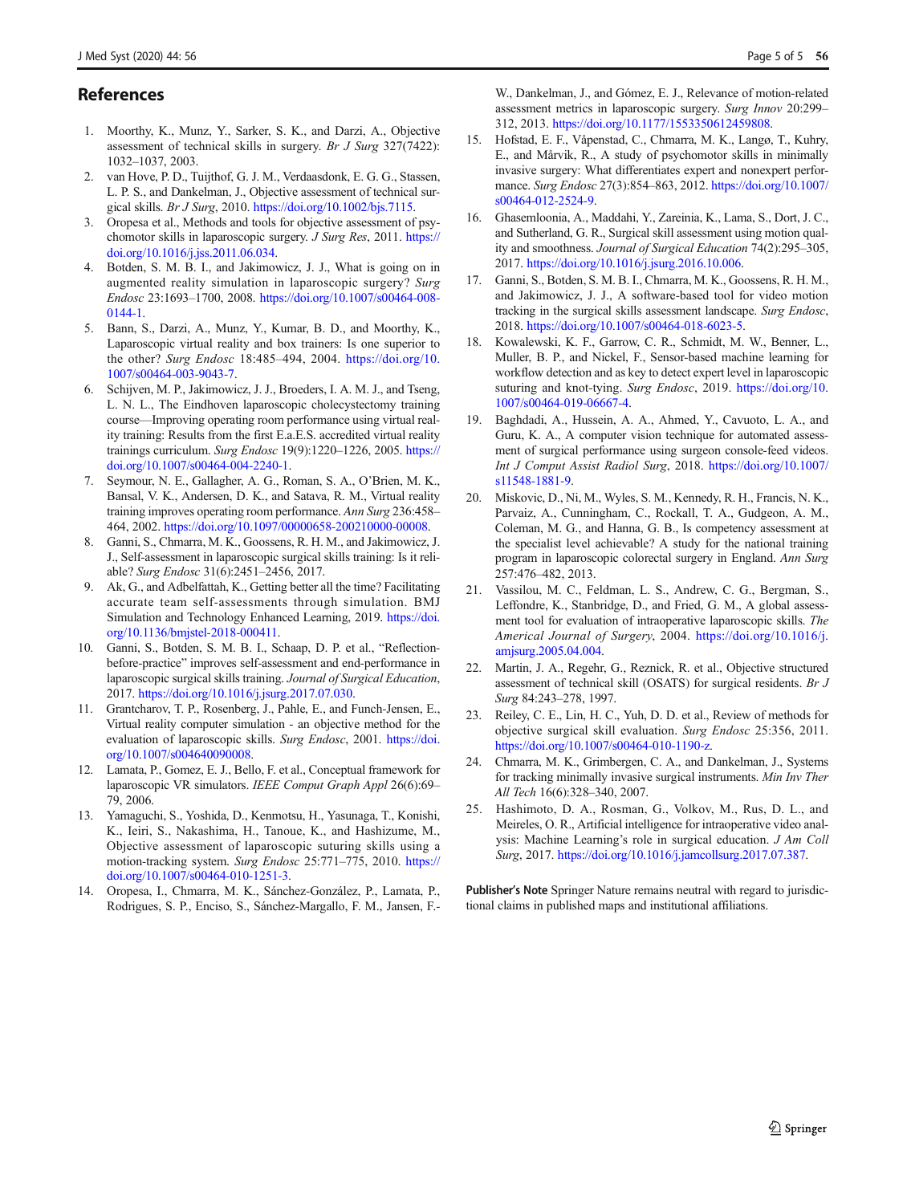## References

1. Moorthy, K., Munz, Y., Sarker, S. K., and Darzi, A., Objective assessment of technical skills in surgery. *Br J Surg* 327(7422): 1032–1037, 2003.
2. van Hove, P. D., Tuijthof, G. J. M., Verdaasdonk, E. G. G., Stassen, L. P. S., and Dankelman, J., Objective assessment of technical surgical skills. *Br J Surg*, 2010. https://doi.org/10.1002/bjs.7115.
3. Oropesa et al., Methods and tools for objective assessment of psychomotor skills in laparoscopic surgery. *J Surg Res*, 2011. https://doi.org/10.1016/j.jss.2011.06.034.
4. Botden, S. M. B. I., and Jakimowicz, J. J., What is going on in augmented reality simulation in laparoscopic surgery? *Surg Endosc* 23:1693–1700, 2008. https://doi.org/10.1007/s00464-008-0144-1.
5. Bann, S., Darzi, A., Munz, Y., Kumar, B. D., and Moorthy, K., Laparoscopic virtual reality and box trainers: Is one superior to the other? *Surg Endosc* 18:485–494, 2004. https://doi.org/10.1007/s00464-003-9043-7.
6. Schijven, M. P., Jakimowicz, J. J., Broeders, I. A. M. J., and Tseng, L. N. L., The Eindhoven laparoscopic cholecystectomy training course—Improving operating room performance using virtual reality training: Results from the first E.a.E.S. accredited virtual reality trainings curriculum. *Surg Endosc* 19(9):1220–1226, 2005. https://doi.org/10.1007/s00464-004-2240-1.
7. Seymour, N. E., Gallagher, A. G., Roman, S. A., O'Brien, M. K., Bansal, V. K., Andersen, D. K., and Satava, R. M., Virtual reality training improves operating room performance. *Ann Surg* 236:458–464, 2002. https://doi.org/10.1097/00000658-200210000-00008.
8. Ganni, S., Chmarra, M. K., Goossens, R. H. M., and Jakimowicz, J. J., Self-assessment in laparoscopic surgical skills training: Is it reliable? *Surg Endosc* 31(6):2451–2456, 2017.
9. Ak, G., and Adbelfattah, K., Getting better all the time? Facilitating accurate team self-assessments through simulation. BMJ Simulation and Technology Enhanced Learning, 2019. https://doi.org/10.1136/bmjstel-2018-000411.
10. Ganni, S., Botden, S. M. B. I., Schaap, D. P. et al., "Reflection-before-practice" improves self-assessment and end-performance in laparoscopic surgical skills training. *Journal of Surgical Education*, 2017. https://doi.org/10.1016/j.jsurg.2017.07.030.
11. Grantcharov, T. P., Rosenberg, J., Pahle, E., and Funch-Jensen, E., Virtual reality computer simulation - an objective method for the evaluation of laparoscopic skills. *Surg Endosc*, 2001. https://doi.org/10.1007/s004640090008.
12. Lamata, P., Gomez, E. J., Bello, F. et al., Conceptual framework for laparoscopic VR simulators. *IEEE Comput Graph Appl* 26(6):69–79, 2006.
13. Yamaguchi, S., Yoshida, D., Kenmotsu, H., Yasunaga, T., Konishi, K., Ieiri, S., Nakashima, H., Tanoue, K., and Hashizume, M., Objective assessment of laparoscopic suturing skills using a motion-tracking system. *Surg Endosc* 25:771–775, 2010. https://doi.org/10.1007/s00464-010-1251-3.
14. Oropesa, I., Chmarra, M. K., Sánchez-González, P., Lamata, P., Rodrigues, S. P., Enciso, S., Sánchez-Margallo, F. M., Jansen, F.-W., Dankelman, J., and Gómez, E. J., Relevance of motion-related assessment metrics in laparoscopic surgery. *Surg Innov* 20:299–312, 2013. https://doi.org/10.1177/1553350612459808.
15. Hofstad, E. F., Våpenstad, C., Chmarra, M. K., Langø, T., Kuhry, E., and Mårvik, R., A study of psychomotor skills in minimally invasive surgery: What differentiates expert and nonexpert performance. *Surg Endosc* 27(3):854–863, 2012. https://doi.org/10.1007/s00464-012-2524-9.
16. Ghasemloonia, A., Maddahi, Y., Zareinia, K., Lama, S., Dort, J. C., and Sutherland, G. R., Surgical skill assessment using motion quality and smoothness. *Journal of Surgical Education* 74(2):295–305, 2017. https://doi.org/10.1016/j.jsurg.2016.10.006.
17. Ganni, S., Botden, S. M. B. I., Chmarra, M. K., Goossens, R. H. M., and Jakimowicz, J. J., A software-based tool for video motion tracking in the surgical skills assessment landscape. *Surg Endosc*, 2018. https://doi.org/10.1007/s00464-018-6023-5.
18. Kowalewski, K. F., Garrow, C. R., Schmidt, M. W., Benner, L., Muller, B. P., and Nickel, F., Sensor-based machine learning for workflow detection and as key to detect expert level in laparoscopic suturing and knot-tying. *Surg Endosc*, 2019. https://doi.org/10.1007/s00464-019-06667-4.
19. Baghdadi, A., Hussein, A. A., Ahmed, Y., Cavuoto, L. A., and Guru, K. A., A computer vision technique for automated assessment of surgical performance using surgeon console-feed videos. *Int J Comput Assist Radiol Surg*, 2018. https://doi.org/10.1007/s11548-1881-9.
20. Miskovic, D., Ni, M., Wyles, S. M., Kennedy, R. H., Francis, N. K., Parvaiz, A., Cunningham, C., Rockall, T. A., Gudgeon, A. M., Coleman, M. G., and Hanna, G. B., Is competency assessment at the specialist level achievable? A study for the national training program in laparoscopic colorectal surgery in England. *Ann Surg* 257:476–482, 2013.
21. Vassilou, M. C., Feldman, L. S., Andrew, C. G., Bergman, S., Leffondre, K., Stanbridge, D., and Fried, G. M., A global assessment tool for evaluation of intraoperative laparoscopic skills. *The Americal Journal of Surgery*, 2004. https://doi.org/10.1016/j.amjsurg.2005.04.004.
22. Martin, J. A., Regehr, G., Reznick, R. et al., Objective structured assessment of technical skill (OSATS) for surgical residents. *Br J Surg* 84:243–278, 1997.
23. Reiley, C. E., Lin, H. C., Yuh, D. D. et al., Review of methods for objective surgical skill evaluation. *Surg Endosc* 25:356, 2011. https://doi.org/10.1007/s00464-010-1190-z.
24. Chmarra, M. K., Grimbergen, C. A., and Dankelman, J., Systems for tracking minimally invasive surgical instruments. *Min Inv Ther All Tech* 16(6):328–340, 2007.
25. Hashimoto, D. A., Rosman, G., Volkov, M., Rus, D. L., and Meireles, O. R., Artificial intelligence for intraoperative video analysis: Machine Learning's role in surgical education. *J Am Coll Surg*, 2017. https://doi.org/10.1016/j.jamcollsurg.2017.07.387.

**Publisher's Note** Springer Nature remains neutral with regard to jurisdictional claims in published maps and institutional affiliations.